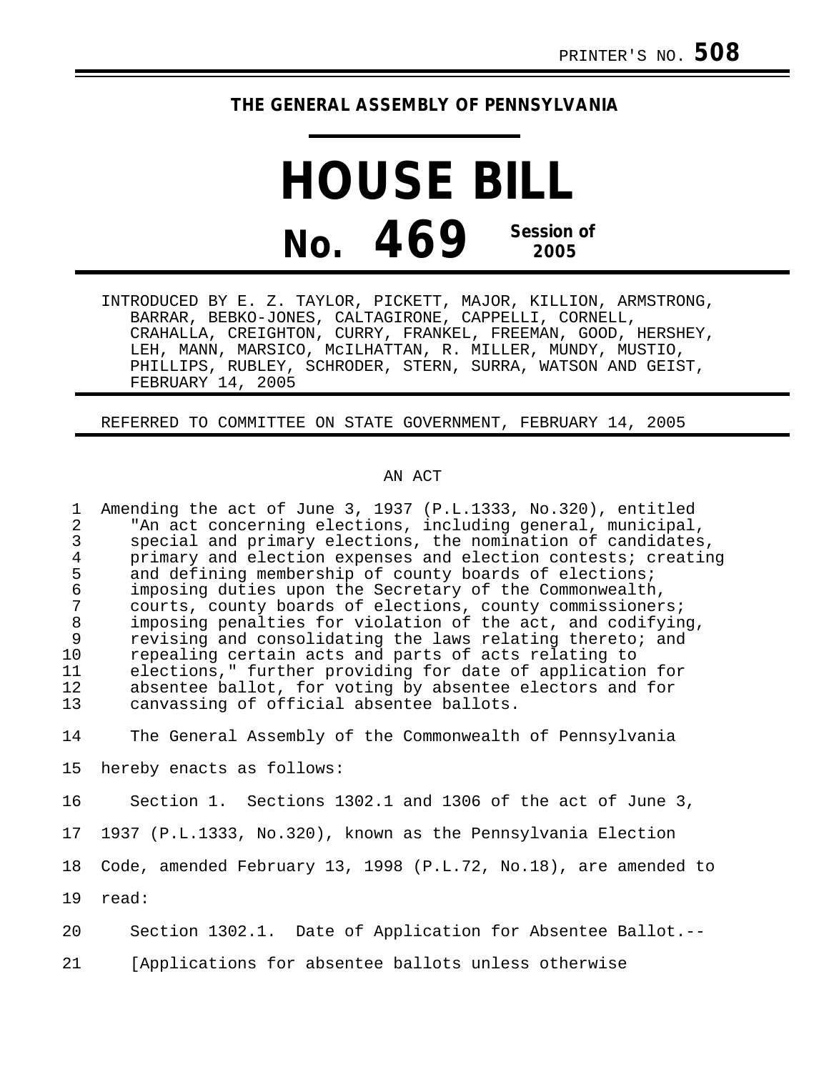PRINTER'S NO. **508**

**THE GENERAL ASSEMBLY OF PENNSYLVANIA**

# HOUSE BILL

# No. 469 Session of 2005

INTRODUCED BY E. Z. TAYLOR, PICKETT, MAJOR, KILLION, ARMSTRONG, BARRAR, BEBKO-JONES, CALTAGIRONE, CAPPELLI, CORNELL, CRAHALLA, CREIGHTON, CURRY, FRANKEL, FREEMAN, GOOD, HERSHEY, LEH, MANN, MARSICO, McILHATTAN, R. MILLER, MUNDY, MUSTIO, PHILLIPS, RUBLEY, SCHRODER, STERN, SURRA, WATSON AND GEIST, FEBRUARY 14, 2005

REFERRED TO COMMITTEE ON STATE GOVERNMENT, FEBRUARY 14, 2005

AN ACT

1 Amending the act of June 3, 1937 (P.L.1333, No.320), entitled
2 "An act concerning elections, including general, municipal,
3 special and primary elections, the nomination of candidates,
4 primary and election expenses and election contests; creating
5 and defining membership of county boards of elections;
6 imposing duties upon the Secretary of the Commonwealth,
7 courts, county boards of elections, county commissioners;
8 imposing penalties for violation of the act, and codifying,
9 revising and consolidating the laws relating thereto; and
10 repealing certain acts and parts of acts relating to
11 elections," further providing for date of application for
12 absentee ballot, for voting by absentee electors and for
13 canvassing of official absentee ballots.

14 The General Assembly of the Commonwealth of Pennsylvania
15 hereby enacts as follows:

16 Section 1. Sections 1302.1 and 1306 of the act of June 3,
17 1937 (P.L.1333, No.320), known as the Pennsylvania Election
18 Code, amended February 13, 1998 (P.L.72, No.18), are amended to
19 read:

20 Section 1302.1. Date of Application for Absentee Ballot.--
21 [Applications for absentee ballots unless otherwise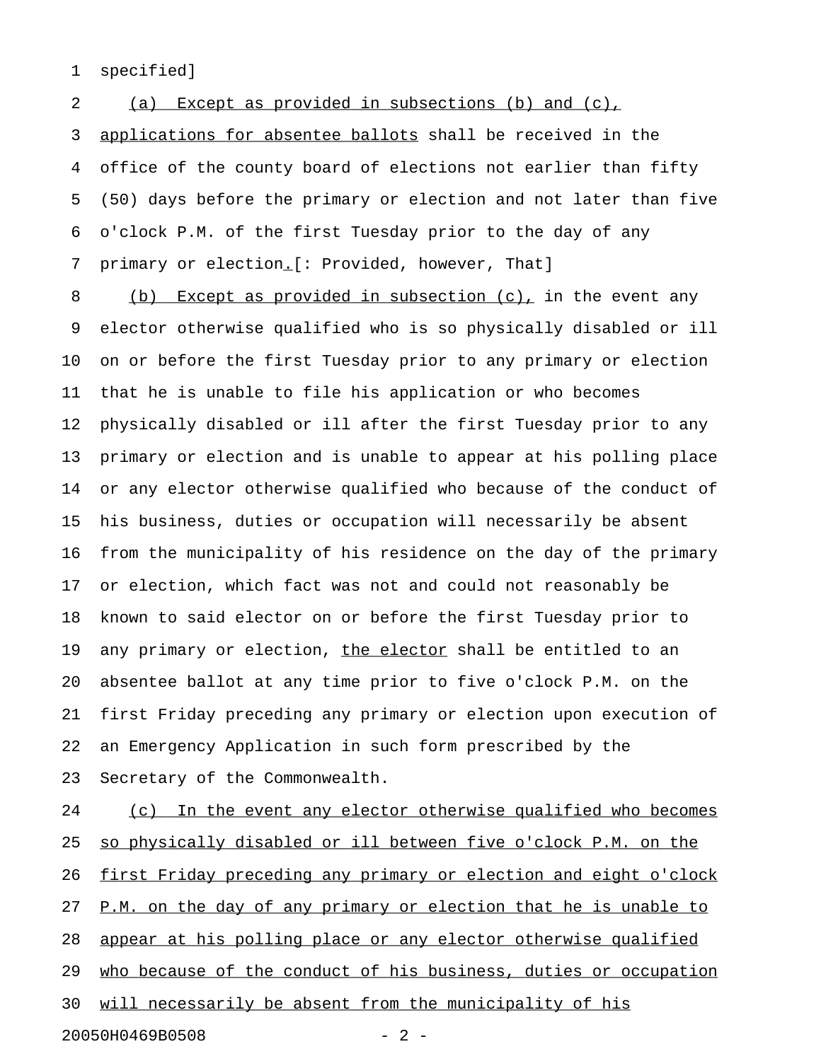specified]

(a) Except as provided in subsections (b) and (c), applications for absentee ballots shall be received in the office of the county board of elections not earlier than fifty (50) days before the primary or election and not later than five o'clock P.M. of the first Tuesday prior to the day of any primary or election.[: Provided, however, That]

(b) Except as provided in subsection (c), in the event any elector otherwise qualified who is so physically disabled or ill on or before the first Tuesday prior to any primary or election that he is unable to file his application or who becomes physically disabled or ill after the first Tuesday prior to any primary or election and is unable to appear at his polling place or any elector otherwise qualified who because of the conduct of his business, duties or occupation will necessarily be absent from the municipality of his residence on the day of the primary or election, which fact was not and could not reasonably be known to said elector on or before the first Tuesday prior to any primary or election, the elector shall be entitled to an absentee ballot at any time prior to five o'clock P.M. on the first Friday preceding any primary or election upon execution of an Emergency Application in such form prescribed by the Secretary of the Commonwealth.

(c) In the event any elector otherwise qualified who becomes so physically disabled or ill between five o'clock P.M. on the first Friday preceding any primary or election and eight o'clock P.M. on the day of any primary or election that he is unable to appear at his polling place or any elector otherwise qualified who because of the conduct of his business, duties or occupation will necessarily be absent from the municipality of his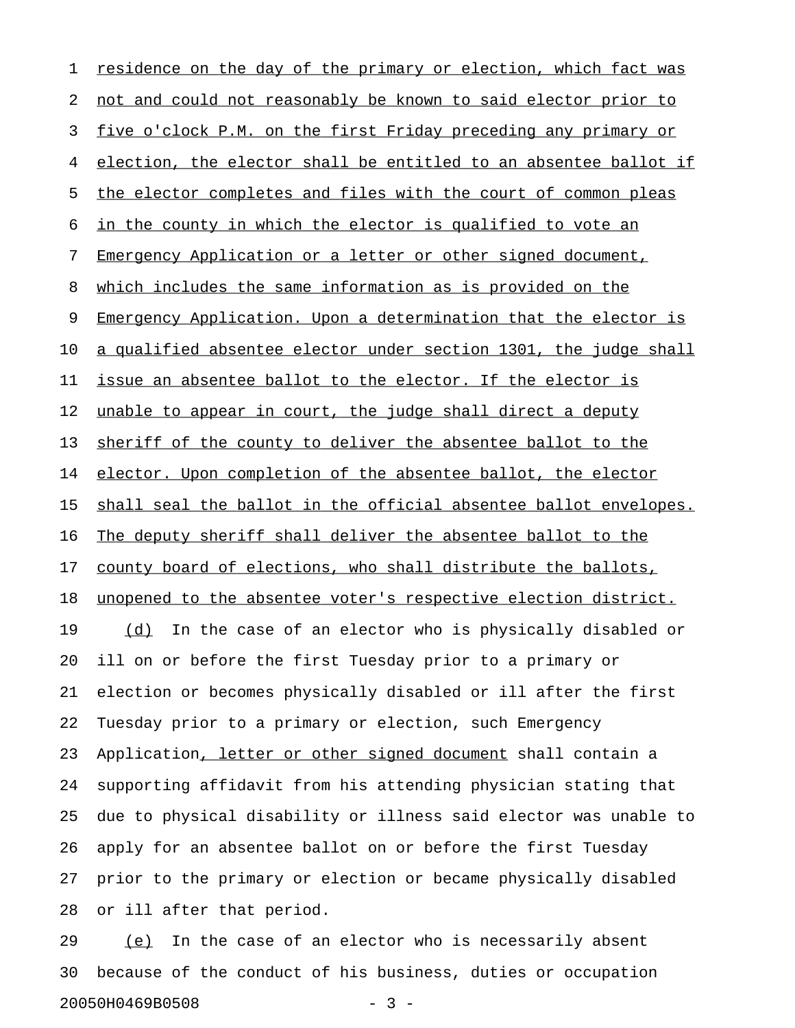residence on the day of the primary or election, which fact was not and could not reasonably be known to said elector prior to five o'clock P.M. on the first Friday preceding any primary or election, the elector shall be entitled to an absentee ballot if the elector completes and files with the court of common pleas in the county in which the elector is qualified to vote an Emergency Application or a letter or other signed document, which includes the same information as is provided on the Emergency Application. Upon a determination that the elector is a qualified absentee elector under section 1301, the judge shall issue an absentee ballot to the elector. If the elector is unable to appear in court, the judge shall direct a deputy sheriff of the county to deliver the absentee ballot to the elector. Upon completion of the absentee ballot, the elector shall seal the ballot in the official absentee ballot envelopes. The deputy sheriff shall deliver the absentee ballot to the county board of elections, who shall distribute the ballots, unopened to the absentee voter's respective election district.

(d) In the case of an elector who is physically disabled or ill on or before the first Tuesday prior to a primary or election or becomes physically disabled or ill after the first Tuesday prior to a primary or election, such Emergency Application, letter or other signed document shall contain a supporting affidavit from his attending physician stating that due to physical disability or illness said elector was unable to apply for an absentee ballot on or before the first Tuesday prior to the primary or election or became physically disabled or ill after that period.

(e) In the case of an elector who is necessarily absent because of the conduct of his business, duties or occupation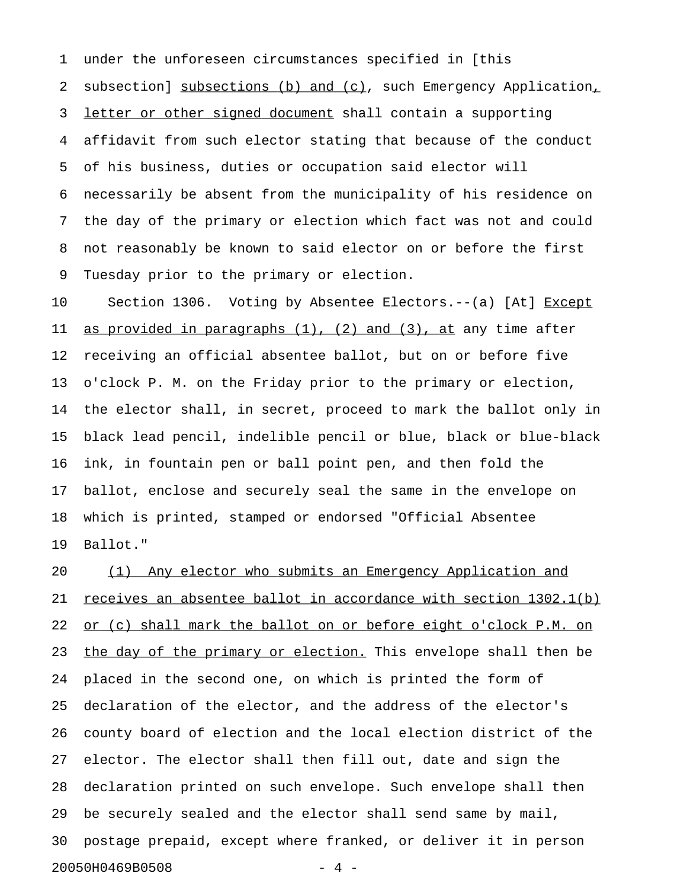under the unforeseen circumstances specified in [this subsection] subsections (b) and (c), such Emergency Application, letter or other signed document shall contain a supporting affidavit from such elector stating that because of the conduct of his business, duties or occupation said elector will necessarily be absent from the municipality of his residence on the day of the primary or election which fact was not and could not reasonably be known to said elector on or before the first Tuesday prior to the primary or election.

Section 1306. Voting by Absentee Electors.--(a) [At] Except as provided in paragraphs (1), (2) and (3), at any time after receiving an official absentee ballot, but on or before five o'clock P. M. on the Friday prior to the primary or election, the elector shall, in secret, proceed to mark the ballot only in black lead pencil, indelible pencil or blue, black or blue-black ink, in fountain pen or ball point pen, and then fold the ballot, enclose and securely seal the same in the envelope on which is printed, stamped or endorsed "Official Absentee Ballot."

(1) Any elector who submits an Emergency Application and receives an absentee ballot in accordance with section 1302.1(b) or (c) shall mark the ballot on or before eight o'clock P.M. on the day of the primary or election. This envelope shall then be placed in the second one, on which is printed the form of declaration of the elector, and the address of the elector's county board of election and the local election district of the elector. The elector shall then fill out, date and sign the declaration printed on such envelope. Such envelope shall then be securely sealed and the elector shall send same by mail, postage prepaid, except where franked, or deliver it in person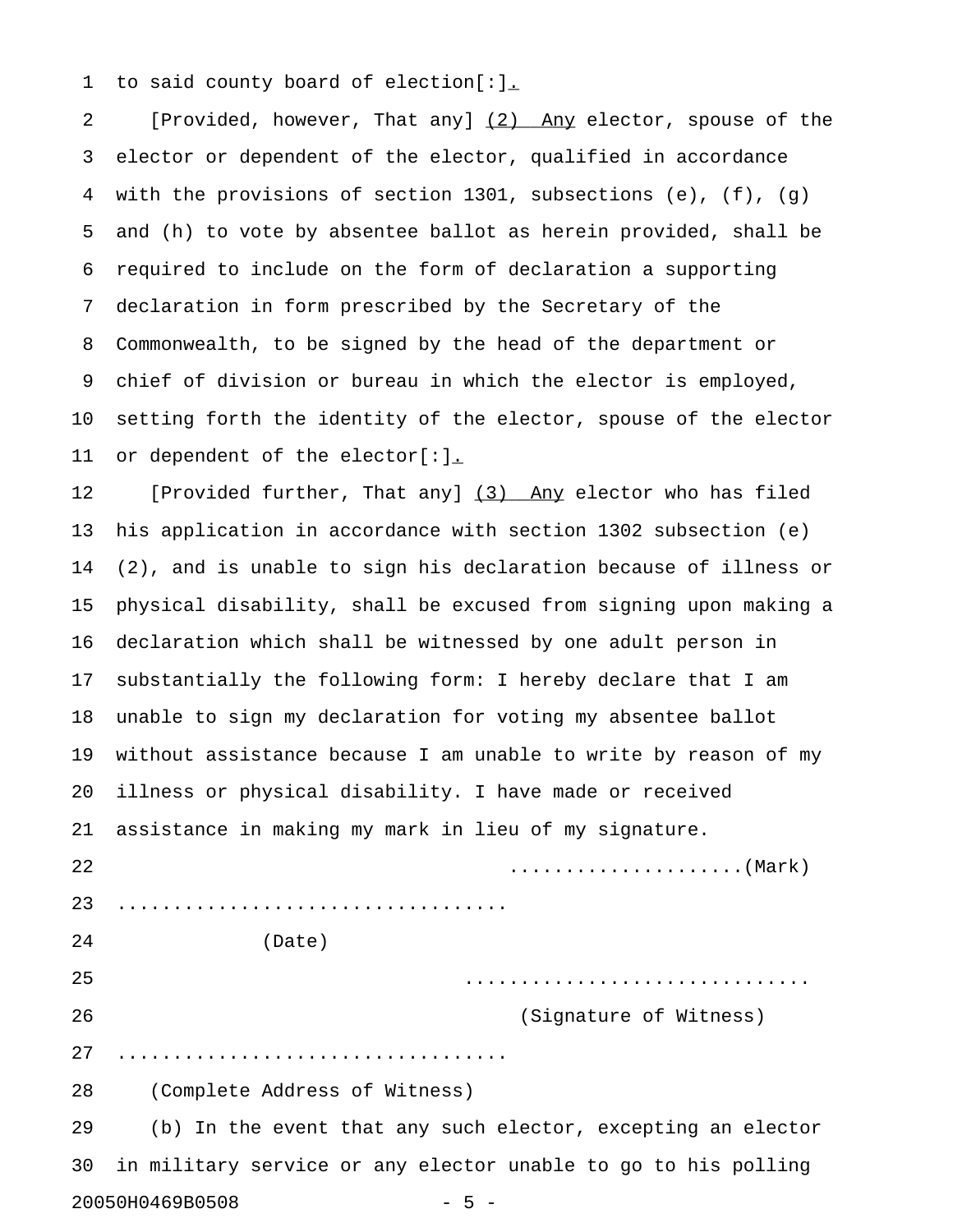to said county board of election[:].

[Provided, however, That any] (2) Any elector, spouse of the elector or dependent of the elector, qualified in accordance with the provisions of section 1301, subsections (e), (f), (g) and (h) to vote by absentee ballot as herein provided, shall be required to include on the form of declaration a supporting declaration in form prescribed by the Secretary of the Commonwealth, to be signed by the head of the department or chief of division or bureau in which the elector is employed, setting forth the identity of the elector, spouse of the elector or dependent of the elector[:].

[Provided further, That any] (3) Any elector who has filed his application in accordance with section 1302 subsection (e) (2), and is unable to sign his declaration because of illness or physical disability, shall be excused from signing upon making a declaration which shall be witnessed by one adult person in substantially the following form: I hereby declare that I am unable to sign my declaration for voting my absentee ballot without assistance because I am unable to write by reason of my illness or physical disability. I have made or received assistance in making my mark in lieu of my signature.

....................(Mark)

..................................

(Date)

..............................

(Signature of Witness)

..................................

(Complete Address of Witness)

(b) In the event that any such elector, excepting an elector in military service or any elector unable to go to his polling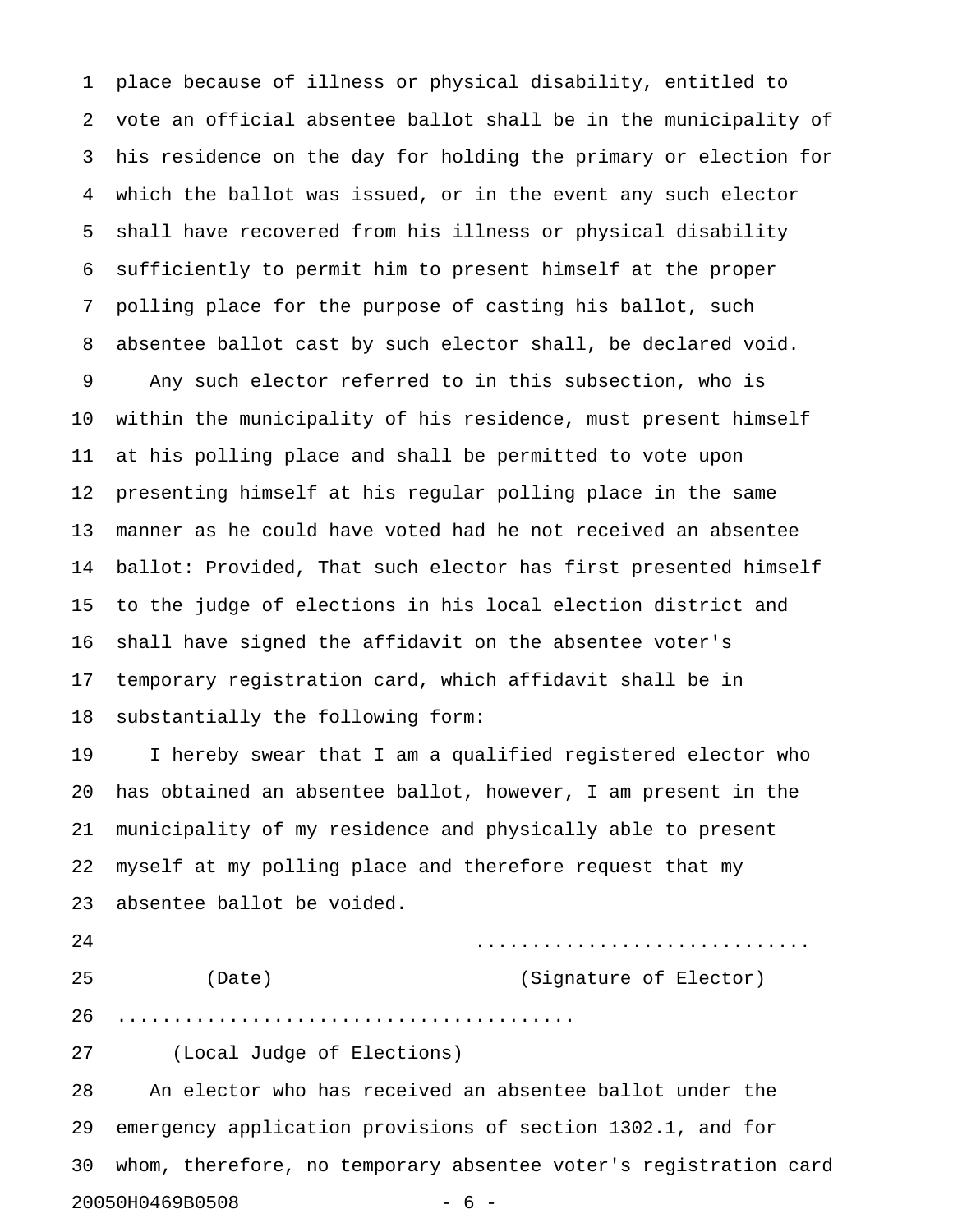place because of illness or physical disability, entitled to vote an official absentee ballot shall be in the municipality of his residence on the day for holding the primary or election for which the ballot was issued, or in the event any such elector shall have recovered from his illness or physical disability sufficiently to permit him to present himself at the proper polling place for the purpose of casting his ballot, such absentee ballot cast by such elector shall, be declared void.

Any such elector referred to in this subsection, who is within the municipality of his residence, must present himself at his polling place and shall be permitted to vote upon presenting himself at his regular polling place in the same manner as he could have voted had he not received an absentee ballot: Provided, That such elector has first presented himself to the judge of elections in his local election district and shall have signed the affidavit on the absentee voter's temporary registration card, which affidavit shall be in substantially the following form:

I hereby swear that I am a qualified registered elector who has obtained an absentee ballot, however, I am present in the municipality of my residence and physically able to present myself at my polling place and therefore request that my absentee ballot be voided.

..............................

(Date) (Signature of Elector)

........................................

(Local Judge of Elections)

An elector who has received an absentee ballot under the emergency application provisions of section 1302.1, and for whom, therefore, no temporary absentee voter's registration card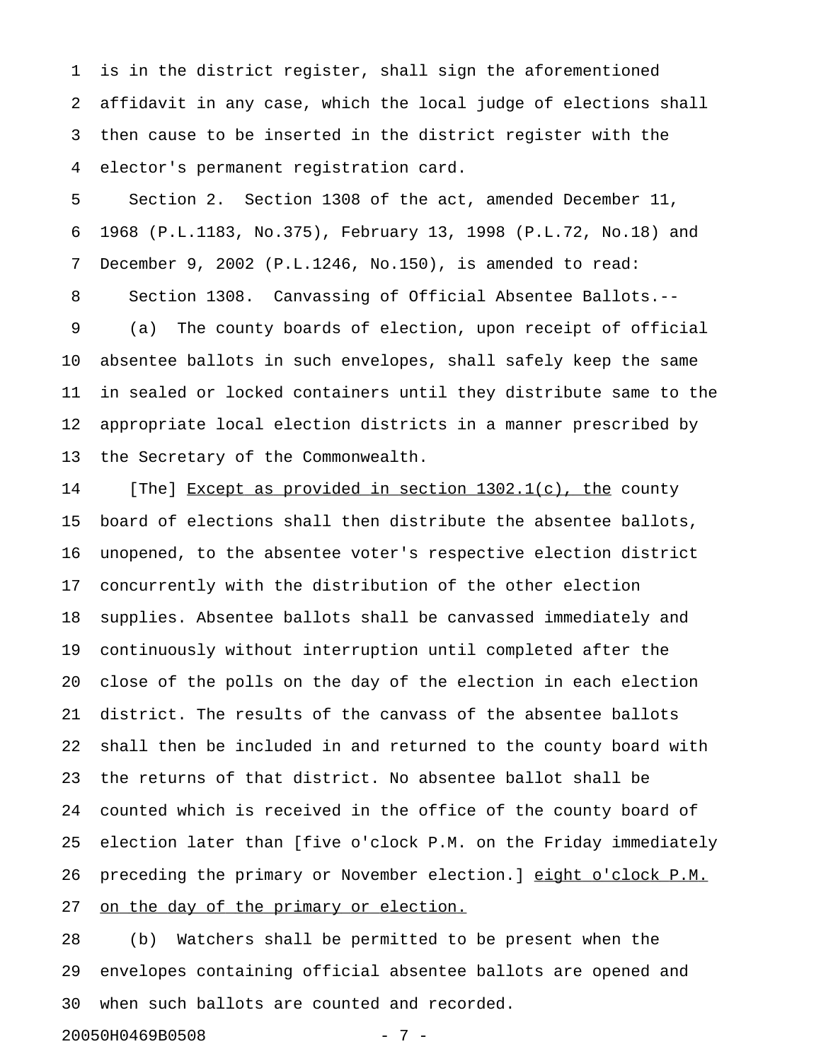is in the district register, shall sign the aforementioned affidavit in any case, which the local judge of elections shall then cause to be inserted in the district register with the elector's permanent registration card.

Section 2. Section 1308 of the act, amended December 11, 1968 (P.L.1183, No.375), February 13, 1998 (P.L.72, No.18) and December 9, 2002 (P.L.1246, No.150), is amended to read:

Section 1308. Canvassing of Official Absentee Ballots.--

(a) The county boards of election, upon receipt of official absentee ballots in such envelopes, shall safely keep the same in sealed or locked containers until they distribute same to the appropriate local election districts in a manner prescribed by the Secretary of the Commonwealth.

[The] <u>Except as provided in section 1302.1(c), the</u> county board of elections shall then distribute the absentee ballots, unopened, to the absentee voter's respective election district concurrently with the distribution of the other election supplies. Absentee ballots shall be canvassed immediately and continuously without interruption until completed after the close of the polls on the day of the election in each election district. The results of the canvass of the absentee ballots shall then be included in and returned to the county board with the returns of that district. No absentee ballot shall be counted which is received in the office of the county board of election later than [five o'clock P.M. on the Friday immediately preceding the primary or November election.] <u>eight o'clock P.M. on the day of the primary or election.</u>

(b) Watchers shall be permitted to be present when the envelopes containing official absentee ballots are opened and when such ballots are counted and recorded.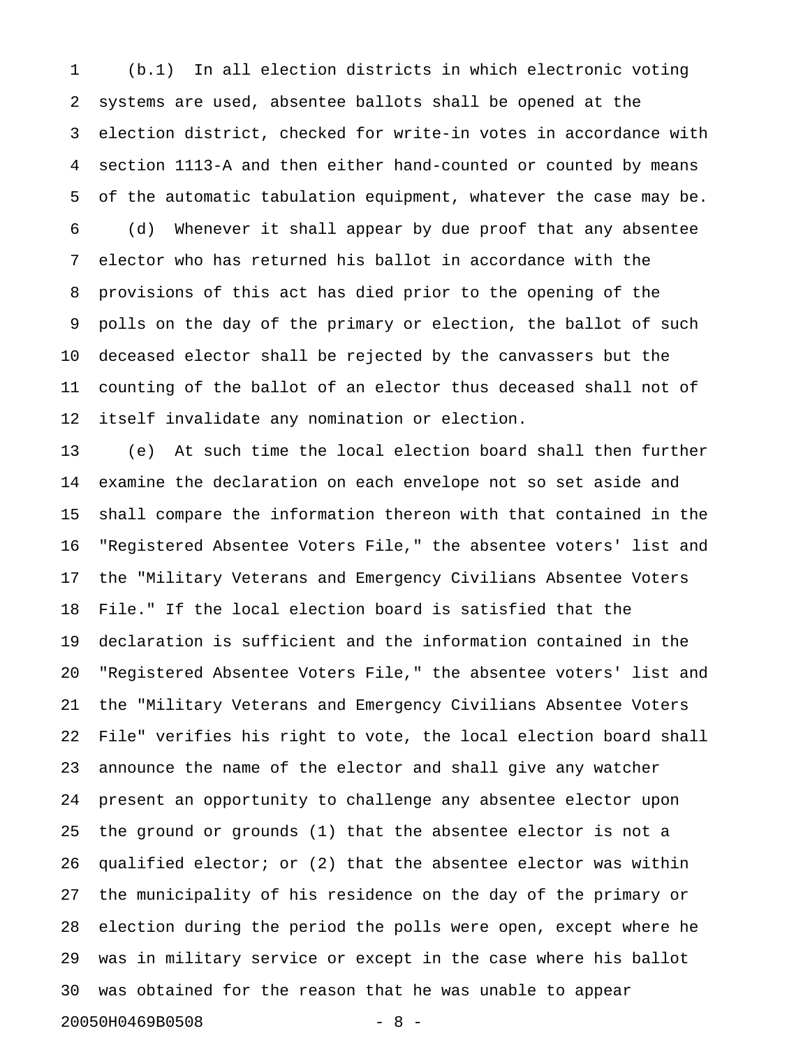(b.1) In all election districts in which electronic voting systems are used, absentee ballots shall be opened at the election district, checked for write-in votes in accordance with section 1113-A and then either hand-counted or counted by means of the automatic tabulation equipment, whatever the case may be.

(d) Whenever it shall appear by due proof that any absentee elector who has returned his ballot in accordance with the provisions of this act has died prior to the opening of the polls on the day of the primary or election, the ballot of such deceased elector shall be rejected by the canvassers but the counting of the ballot of an elector thus deceased shall not of itself invalidate any nomination or election.

(e) At such time the local election board shall then further examine the declaration on each envelope not so set aside and shall compare the information thereon with that contained in the "Registered Absentee Voters File," the absentee voters' list and the "Military Veterans and Emergency Civilians Absentee Voters File." If the local election board is satisfied that the declaration is sufficient and the information contained in the "Registered Absentee Voters File," the absentee voters' list and the "Military Veterans and Emergency Civilians Absentee Voters File" verifies his right to vote, the local election board shall announce the name of the elector and shall give any watcher present an opportunity to challenge any absentee elector upon the ground or grounds (1) that the absentee elector is not a qualified elector; or (2) that the absentee elector was within the municipality of his residence on the day of the primary or election during the period the polls were open, except where he was in military service or except in the case where his ballot was obtained for the reason that he was unable to appear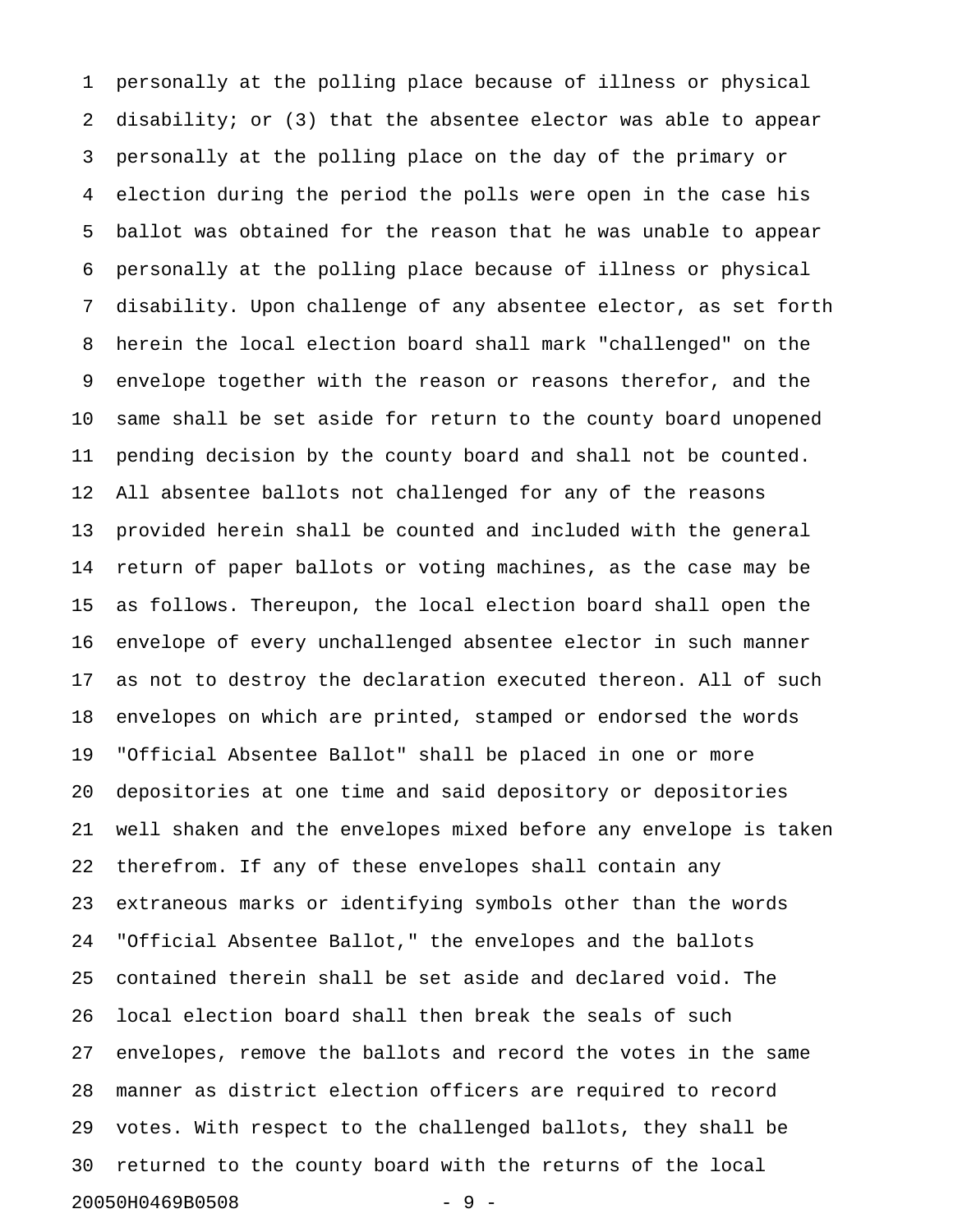personally at the polling place because of illness or physical disability; or (3) that the absentee elector was able to appear personally at the polling place on the day of the primary or election during the period the polls were open in the case his ballot was obtained for the reason that he was unable to appear personally at the polling place because of illness or physical disability. Upon challenge of any absentee elector, as set forth herein the local election board shall mark "challenged" on the envelope together with the reason or reasons therefor, and the same shall be set aside for return to the county board unopened pending decision by the county board and shall not be counted. All absentee ballots not challenged for any of the reasons provided herein shall be counted and included with the general return of paper ballots or voting machines, as the case may be as follows. Thereupon, the local election board shall open the envelope of every unchallenged absentee elector in such manner as not to destroy the declaration executed thereon. All of such envelopes on which are printed, stamped or endorsed the words "Official Absentee Ballot" shall be placed in one or more depositories at one time and said depository or depositories well shaken and the envelopes mixed before any envelope is taken therefrom. If any of these envelopes shall contain any extraneous marks or identifying symbols other than the words "Official Absentee Ballot," the envelopes and the ballots contained therein shall be set aside and declared void. The local election board shall then break the seals of such envelopes, remove the ballots and record the votes in the same manner as district election officers are required to record votes. With respect to the challenged ballots, they shall be returned to the county board with the returns of the local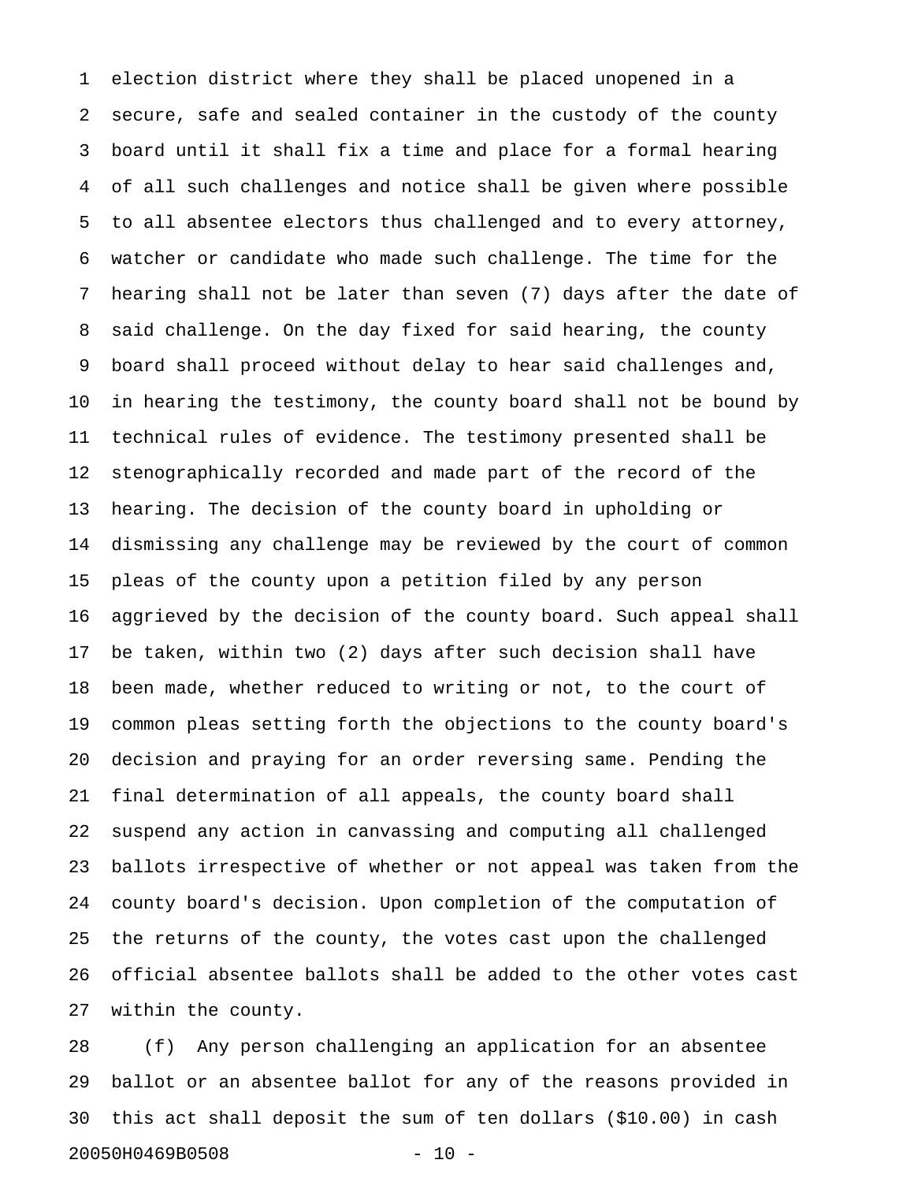election district where they shall be placed unopened in a secure, safe and sealed container in the custody of the county board until it shall fix a time and place for a formal hearing of all such challenges and notice shall be given where possible to all absentee electors thus challenged and to every attorney, watcher or candidate who made such challenge. The time for the hearing shall not be later than seven (7) days after the date of said challenge. On the day fixed for said hearing, the county board shall proceed without delay to hear said challenges and, in hearing the testimony, the county board shall not be bound by technical rules of evidence. The testimony presented shall be stenographically recorded and made part of the record of the hearing. The decision of the county board in upholding or dismissing any challenge may be reviewed by the court of common pleas of the county upon a petition filed by any person aggrieved by the decision of the county board. Such appeal shall be taken, within two (2) days after such decision shall have been made, whether reduced to writing or not, to the court of common pleas setting forth the objections to the county board's decision and praying for an order reversing same. Pending the final determination of all appeals, the county board shall suspend any action in canvassing and computing all challenged ballots irrespective of whether or not appeal was taken from the county board's decision. Upon completion of the computation of the returns of the county, the votes cast upon the challenged official absentee ballots shall be added to the other votes cast within the county.

(f) Any person challenging an application for an absentee ballot or an absentee ballot for any of the reasons provided in this act shall deposit the sum of ten dollars ($10.00) in cash

20050H0469B0508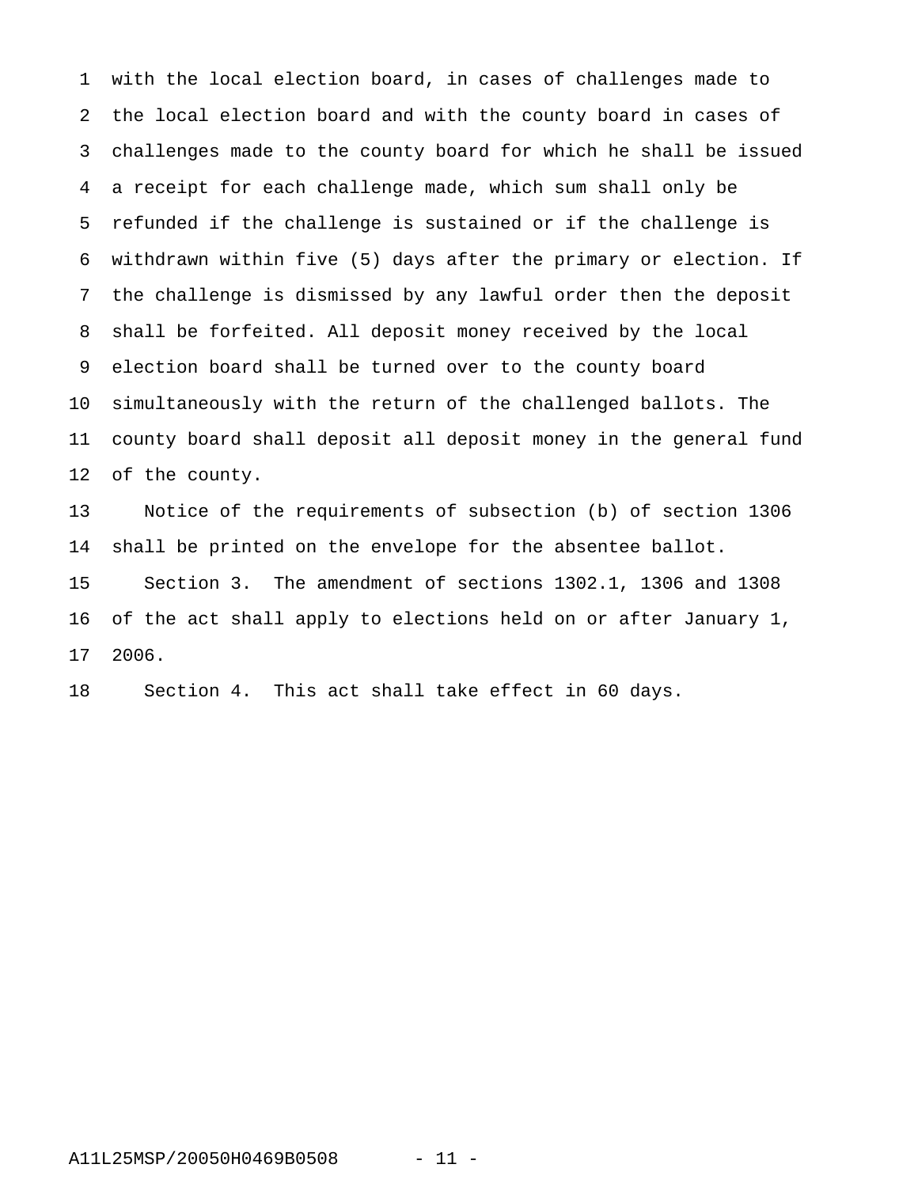with the local election board, in cases of challenges made to the local election board and with the county board in cases of challenges made to the county board for which he shall be issued a receipt for each challenge made, which sum shall only be refunded if the challenge is sustained or if the challenge is withdrawn within five (5) days after the primary or election. If the challenge is dismissed by any lawful order then the deposit shall be forfeited. All deposit money received by the local election board shall be turned over to the county board simultaneously with the return of the challenged ballots. The county board shall deposit all deposit money in the general fund of the county.

Notice of the requirements of subsection (b) of section 1306 shall be printed on the envelope for the absentee ballot.

Section 3. The amendment of sections 1302.1, 1306 and 1308 of the act shall apply to elections held on or after January 1, 2006.

Section 4. This act shall take effect in 60 days.